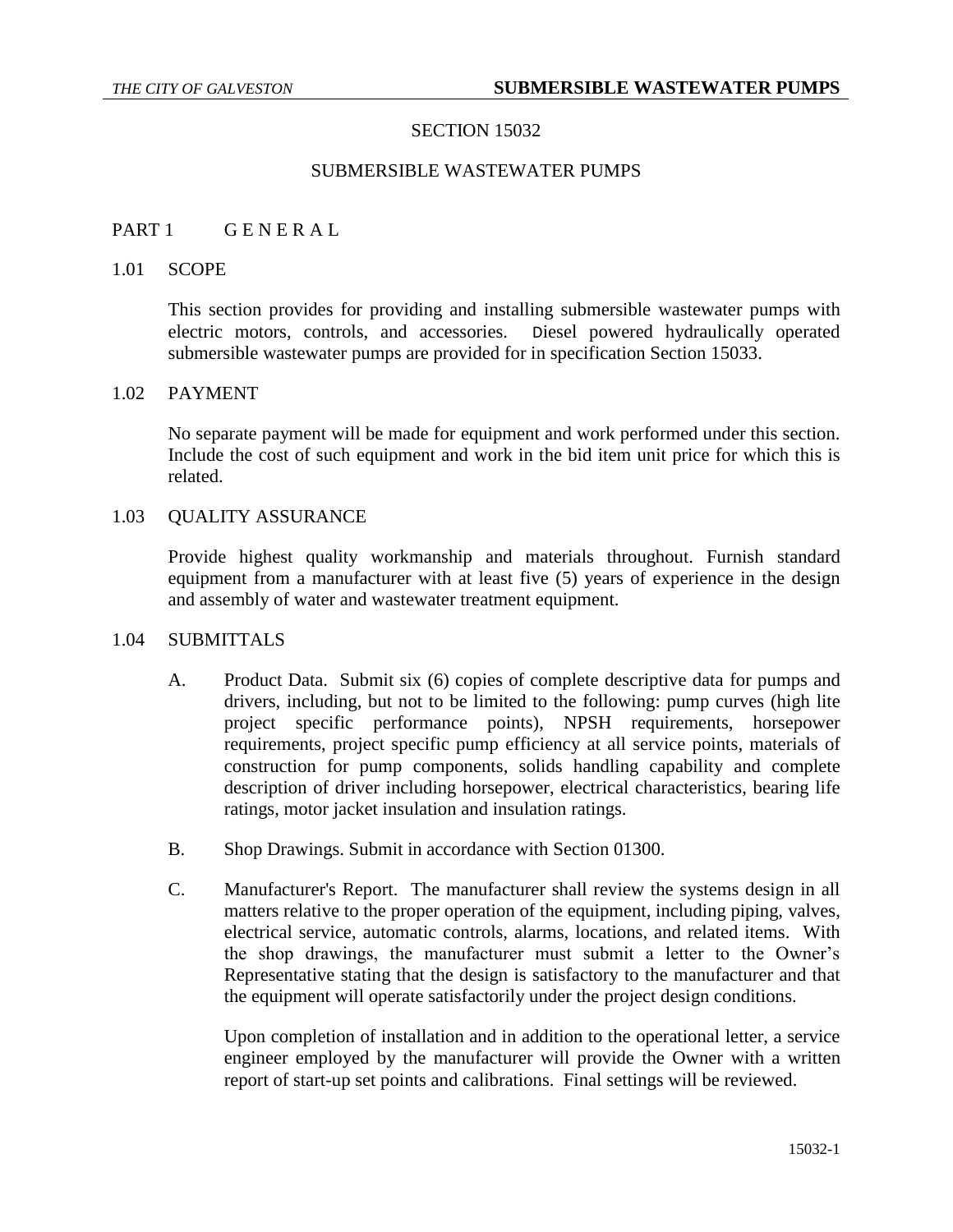# SECTION 15032

# SUBMERSIBLE WASTEWATER PUMPS

## PART 1 G E N E R A L

### 1.01 SCOPE

This section provides for providing and installing submersible wastewater pumps with electric motors, controls, and accessories. Diesel powered hydraulically operated submersible wastewater pumps are provided for in specification Section 15033.

### 1.02 PAYMENT

No separate payment will be made for equipment and work performed under this section. Include the cost of such equipment and work in the bid item unit price for which this is related.

### 1.03 QUALITY ASSURANCE

Provide highest quality workmanship and materials throughout. Furnish standard equipment from a manufacturer with at least five (5) years of experience in the design and assembly of water and wastewater treatment equipment.

### 1.04 SUBMITTALS

A. Product Data. Submit six (6) copies of complete descriptive data for pumps and drivers, including, but not to be limited to the following: pump curves (high lite project specific performance points), NPSH requirements, horsepower requirements, project specific pump efficiency at all service points, materials of construction for pump components, solids handling capability and complete description of driver including horsepower, electrical characteristics, bearing life ratings, motor jacket insulation and insulation ratings.

B. Shop Drawings. Submit in accordance with Section 01300.

C. Manufacturer's Report. The manufacturer shall review the systems design in all matters relative to the proper operation of the equipment, including piping, valves, electrical service, automatic controls, alarms, locations, and related items. With the shop drawings, the manufacturer must submit a letter to the Owner's Representative stating that the design is satisfactory to the manufacturer and that the equipment will operate satisfactorily under the project design conditions.

Upon completion of installation and in addition to the operational letter, a service engineer employed by the manufacturer will provide the Owner with a written report of start-up set points and calibrations. Final settings will be reviewed.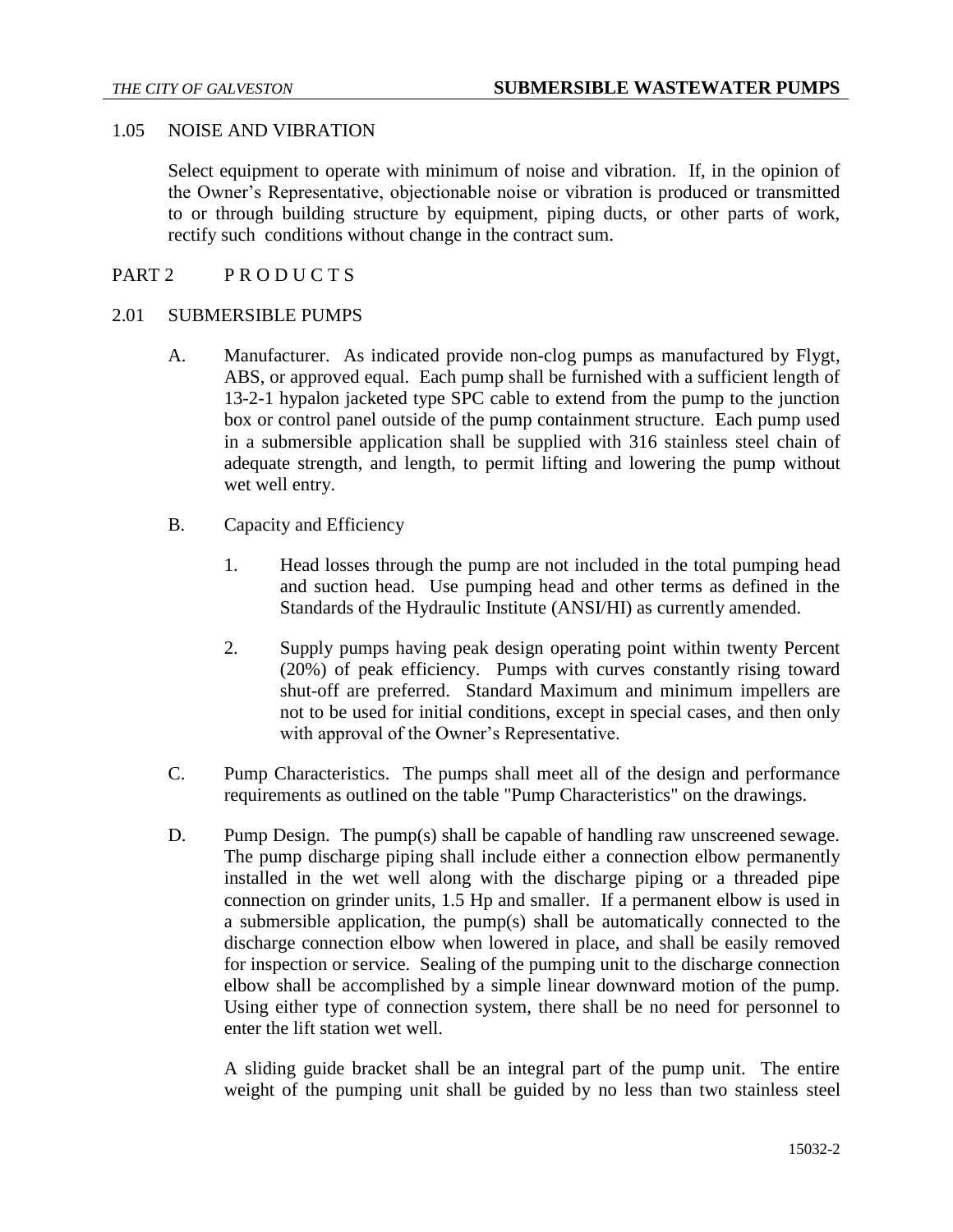1.05 NOISE AND VIBRATION

Select equipment to operate with minimum of noise and vibration. If, in the opinion of the Owner's Representative, objectionable noise or vibration is produced or transmitted to or through building structure by equipment, piping ducts, or other parts of work, rectify such conditions without change in the contract sum.

## PART 2 P R O D U C T S

### 2.01 SUBMERSIBLE PUMPS

A. Manufacturer. As indicated provide non-clog pumps as manufactured by Flygt, ABS, or approved equal. Each pump shall be furnished with a sufficient length of 13-2-1 hypalon jacketed type SPC cable to extend from the pump to the junction box or control panel outside of the pump containment structure. Each pump used in a submersible application shall be supplied with 316 stainless steel chain of adequate strength, and length, to permit lifting and lowering the pump without wet well entry.

B. Capacity and Efficiency

1. Head losses through the pump are not included in the total pumping head and suction head. Use pumping head and other terms as defined in the Standards of the Hydraulic Institute (ANSI/HI) as currently amended.

2. Supply pumps having peak design operating point within twenty Percent (20%) of peak efficiency. Pumps with curves constantly rising toward shut-off are preferred. Standard Maximum and minimum impellers are not to be used for initial conditions, except in special cases, and then only with approval of the Owner's Representative.

C. Pump Characteristics. The pumps shall meet all of the design and performance requirements as outlined on the table "Pump Characteristics" on the drawings.

D. Pump Design. The pump(s) shall be capable of handling raw unscreened sewage. The pump discharge piping shall include either a connection elbow permanently installed in the wet well along with the discharge piping or a threaded pipe connection on grinder units, 1.5 Hp and smaller. If a permanent elbow is used in a submersible application, the pump(s) shall be automatically connected to the discharge connection elbow when lowered in place, and shall be easily removed for inspection or service. Sealing of the pumping unit to the discharge connection elbow shall be accomplished by a simple linear downward motion of the pump. Using either type of connection system, there shall be no need for personnel to enter the lift station wet well.

A sliding guide bracket shall be an integral part of the pump unit. The entire weight of the pumping unit shall be guided by no less than two stainless steel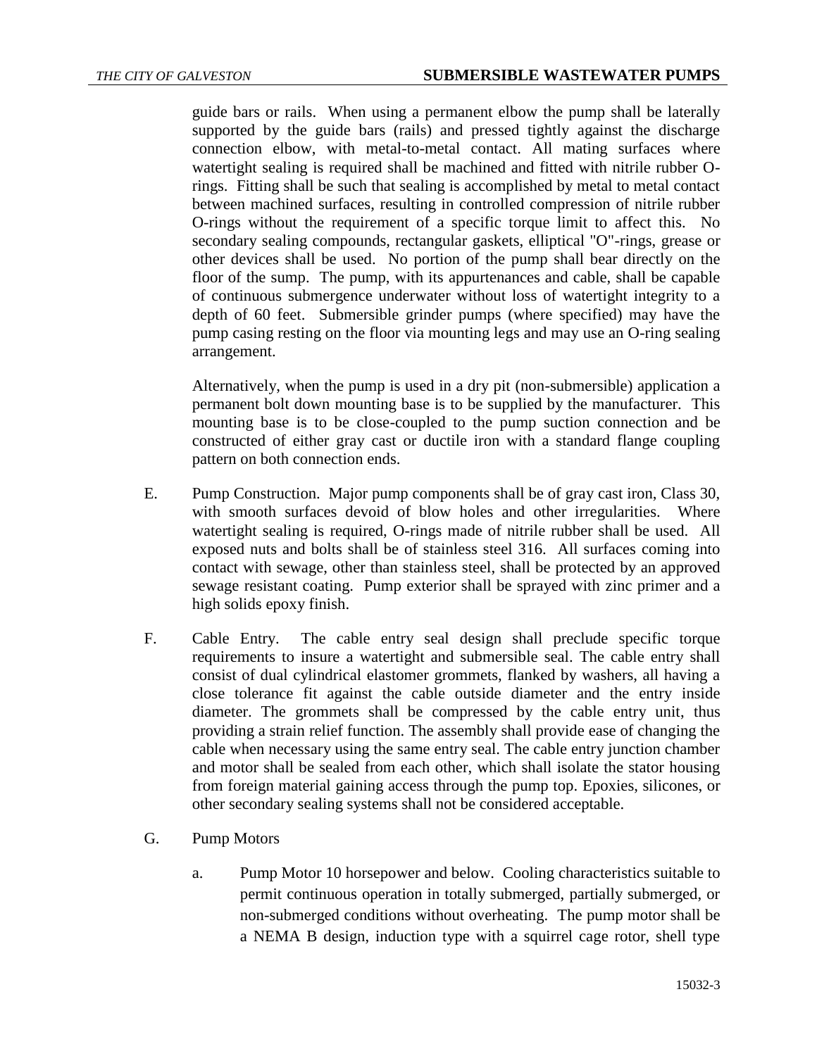guide bars or rails. When using a permanent elbow the pump shall be laterally supported by the guide bars (rails) and pressed tightly against the discharge connection elbow, with metal-to-metal contact. All mating surfaces where watertight sealing is required shall be machined and fitted with nitrile rubber O-rings. Fitting shall be such that sealing is accomplished by metal to metal contact between machined surfaces, resulting in controlled compression of nitrile rubber O-rings without the requirement of a specific torque limit to affect this. No secondary sealing compounds, rectangular gaskets, elliptical "O"-rings, grease or other devices shall be used. No portion of the pump shall bear directly on the floor of the sump. The pump, with its appurtenances and cable, shall be capable of continuous submergence underwater without loss of watertight integrity to a depth of 60 feet. Submersible grinder pumps (where specified) may have the pump casing resting on the floor via mounting legs and may use an O-ring sealing arrangement.

Alternatively, when the pump is used in a dry pit (non-submersible) application a permanent bolt down mounting base is to be supplied by the manufacturer. This mounting base is to be close-coupled to the pump suction connection and be constructed of either gray cast or ductile iron with a standard flange coupling pattern on both connection ends.

E. Pump Construction. Major pump components shall be of gray cast iron, Class 30, with smooth surfaces devoid of blow holes and other irregularities. Where watertight sealing is required, O-rings made of nitrile rubber shall be used. All exposed nuts and bolts shall be of stainless steel 316. All surfaces coming into contact with sewage, other than stainless steel, shall be protected by an approved sewage resistant coating. Pump exterior shall be sprayed with zinc primer and a high solids epoxy finish.

F. Cable Entry. The cable entry seal design shall preclude specific torque requirements to insure a watertight and submersible seal. The cable entry shall consist of dual cylindrical elastomer grommets, flanked by washers, all having a close tolerance fit against the cable outside diameter and the entry inside diameter. The grommets shall be compressed by the cable entry unit, thus providing a strain relief function. The assembly shall provide ease of changing the cable when necessary using the same entry seal. The cable entry junction chamber and motor shall be sealed from each other, which shall isolate the stator housing from foreign material gaining access through the pump top. Epoxies, silicones, or other secondary sealing systems shall not be considered acceptable.

G. Pump Motors

a. Pump Motor 10 horsepower and below. Cooling characteristics suitable to permit continuous operation in totally submerged, partially submerged, or non-submerged conditions without overheating. The pump motor shall be a NEMA B design, induction type with a squirrel cage rotor, shell type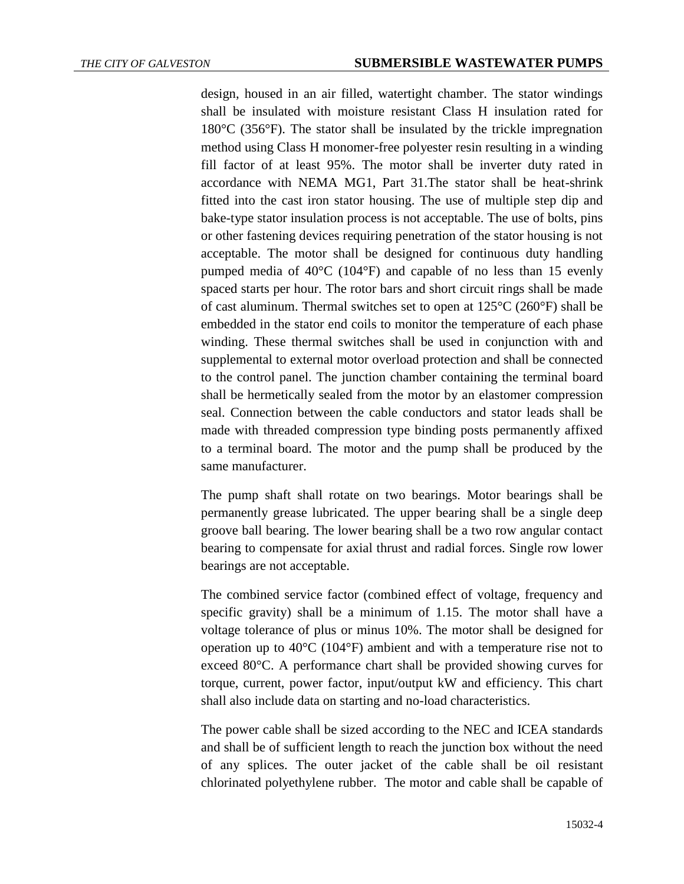design, housed in an air filled, watertight chamber. The stator windings shall be insulated with moisture resistant Class H insulation rated for 180°C (356°F). The stator shall be insulated by the trickle impregnation method using Class H monomer-free polyester resin resulting in a winding fill factor of at least 95%. The motor shall be inverter duty rated in accordance with NEMA MG1, Part 31.The stator shall be heat-shrink fitted into the cast iron stator housing. The use of multiple step dip and bake-type stator insulation process is not acceptable. The use of bolts, pins or other fastening devices requiring penetration of the stator housing is not acceptable. The motor shall be designed for continuous duty handling pumped media of 40°C (104°F) and capable of no less than 15 evenly spaced starts per hour. The rotor bars and short circuit rings shall be made of cast aluminum. Thermal switches set to open at 125°C (260°F) shall be embedded in the stator end coils to monitor the temperature of each phase winding. These thermal switches shall be used in conjunction with and supplemental to external motor overload protection and shall be connected to the control panel. The junction chamber containing the terminal board shall be hermetically sealed from the motor by an elastomer compression seal. Connection between the cable conductors and stator leads shall be made with threaded compression type binding posts permanently affixed to a terminal board. The motor and the pump shall be produced by the same manufacturer.

The pump shaft shall rotate on two bearings. Motor bearings shall be permanently grease lubricated. The upper bearing shall be a single deep groove ball bearing. The lower bearing shall be a two row angular contact bearing to compensate for axial thrust and radial forces. Single row lower bearings are not acceptable.

The combined service factor (combined effect of voltage, frequency and specific gravity) shall be a minimum of 1.15. The motor shall have a voltage tolerance of plus or minus 10%. The motor shall be designed for operation up to 40°C (104°F) ambient and with a temperature rise not to exceed 80°C. A performance chart shall be provided showing curves for torque, current, power factor, input/output kW and efficiency. This chart shall also include data on starting and no-load characteristics.

The power cable shall be sized according to the NEC and ICEA standards and shall be of sufficient length to reach the junction box without the need of any splices. The outer jacket of the cable shall be oil resistant chlorinated polyethylene rubber. The motor and cable shall be capable of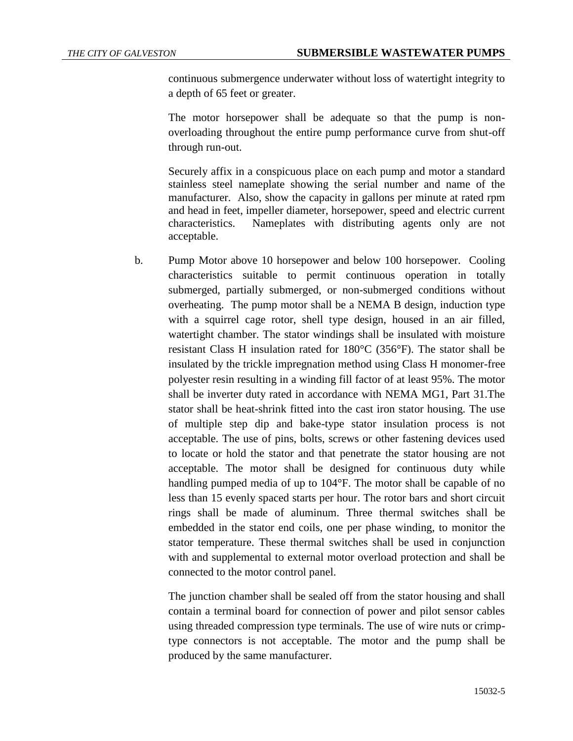continuous submergence underwater without loss of watertight integrity to a depth of 65 feet or greater.

The motor horsepower shall be adequate so that the pump is non-overloading throughout the entire pump performance curve from shut-off through run-out.

Securely affix in a conspicuous place on each pump and motor a standard stainless steel nameplate showing the serial number and name of the manufacturer. Also, show the capacity in gallons per minute at rated rpm and head in feet, impeller diameter, horsepower, speed and electric current characteristics. Nameplates with distributing agents only are not acceptable.

b. Pump Motor above 10 horsepower and below 100 horsepower. Cooling characteristics suitable to permit continuous operation in totally submerged, partially submerged, or non-submerged conditions without overheating. The pump motor shall be a NEMA B design, induction type with a squirrel cage rotor, shell type design, housed in an air filled, watertight chamber. The stator windings shall be insulated with moisture resistant Class H insulation rated for 180°C (356°F). The stator shall be insulated by the trickle impregnation method using Class H monomer-free polyester resin resulting in a winding fill factor of at least 95%. The motor shall be inverter duty rated in accordance with NEMA MG1, Part 31.The stator shall be heat-shrink fitted into the cast iron stator housing. The use of multiple step dip and bake-type stator insulation process is not acceptable. The use of pins, bolts, screws or other fastening devices used to locate or hold the stator and that penetrate the stator housing are not acceptable. The motor shall be designed for continuous duty while handling pumped media of up to 104°F. The motor shall be capable of no less than 15 evenly spaced starts per hour. The rotor bars and short circuit rings shall be made of aluminum. Three thermal switches shall be embedded in the stator end coils, one per phase winding, to monitor the stator temperature. These thermal switches shall be used in conjunction with and supplemental to external motor overload protection and shall be connected to the motor control panel.

The junction chamber shall be sealed off from the stator housing and shall contain a terminal board for connection of power and pilot sensor cables using threaded compression type terminals. The use of wire nuts or crimp-type connectors is not acceptable. The motor and the pump shall be produced by the same manufacturer.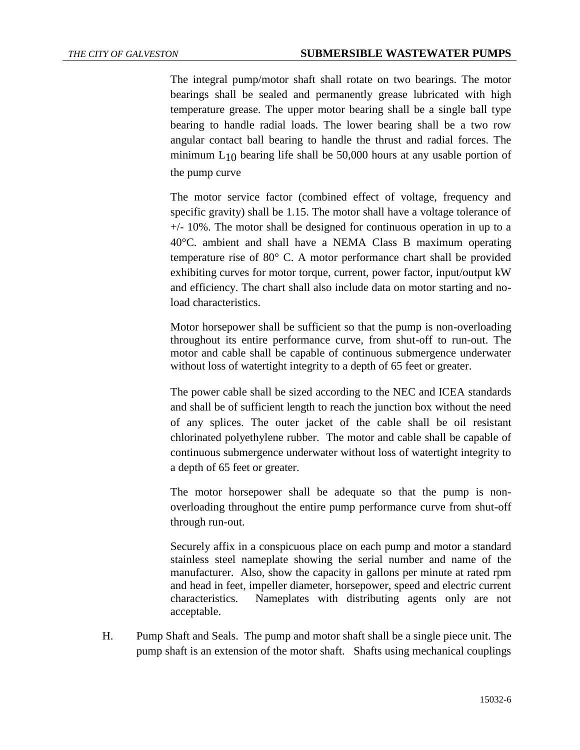The integral pump/motor shaft shall rotate on two bearings. The motor bearings shall be sealed and permanently grease lubricated with high temperature grease. The upper motor bearing shall be a single ball type bearing to handle radial loads. The lower bearing shall be a two row angular contact ball bearing to handle the thrust and radial forces. The minimum $L_{10}$ bearing life shall be 50,000 hours at any usable portion of the pump curve

The motor service factor (combined effect of voltage, frequency and specific gravity) shall be 1.15. The motor shall have a voltage tolerance of +/- 10%. The motor shall be designed for continuous operation in up to a 40°C. ambient and shall have a NEMA Class B maximum operating temperature rise of 80° C. A motor performance chart shall be provided exhibiting curves for motor torque, current, power factor, input/output kW and efficiency. The chart shall also include data on motor starting and no-load characteristics.

Motor horsepower shall be sufficient so that the pump is non-overloading throughout its entire performance curve, from shut-off to run-out. The motor and cable shall be capable of continuous submergence underwater without loss of watertight integrity to a depth of 65 feet or greater.

The power cable shall be sized according to the NEC and ICEA standards and shall be of sufficient length to reach the junction box without the need of any splices. The outer jacket of the cable shall be oil resistant chlorinated polyethylene rubber. The motor and cable shall be capable of continuous submergence underwater without loss of watertight integrity to a depth of 65 feet or greater.

The motor horsepower shall be adequate so that the pump is non-overloading throughout the entire pump performance curve from shut-off through run-out.

Securely affix in a conspicuous place on each pump and motor a standard stainless steel nameplate showing the serial number and name of the manufacturer. Also, show the capacity in gallons per minute at rated rpm and head in feet, impeller diameter, horsepower, speed and electric current characteristics. Nameplates with distributing agents only are not acceptable.

H. Pump Shaft and Seals. The pump and motor shaft shall be a single piece unit. The pump shaft is an extension of the motor shaft. Shafts using mechanical couplings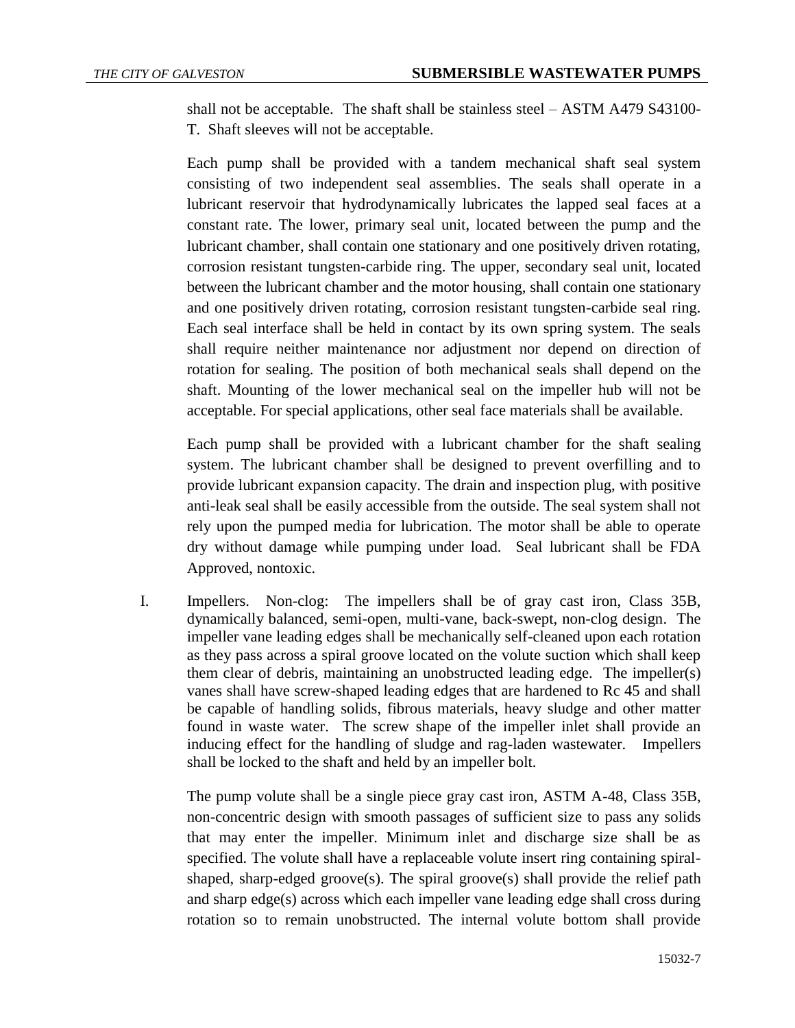shall not be acceptable. The shaft shall be stainless steel – ASTM A479 S43100-T. Shaft sleeves will not be acceptable.

Each pump shall be provided with a tandem mechanical shaft seal system consisting of two independent seal assemblies. The seals shall operate in a lubricant reservoir that hydrodynamically lubricates the lapped seal faces at a constant rate. The lower, primary seal unit, located between the pump and the lubricant chamber, shall contain one stationary and one positively driven rotating, corrosion resistant tungsten-carbide ring. The upper, secondary seal unit, located between the lubricant chamber and the motor housing, shall contain one stationary and one positively driven rotating, corrosion resistant tungsten-carbide seal ring. Each seal interface shall be held in contact by its own spring system. The seals shall require neither maintenance nor adjustment nor depend on direction of rotation for sealing. The position of both mechanical seals shall depend on the shaft. Mounting of the lower mechanical seal on the impeller hub will not be acceptable. For special applications, other seal face materials shall be available.

Each pump shall be provided with a lubricant chamber for the shaft sealing system. The lubricant chamber shall be designed to prevent overfilling and to provide lubricant expansion capacity. The drain and inspection plug, with positive anti-leak seal shall be easily accessible from the outside. The seal system shall not rely upon the pumped media for lubrication. The motor shall be able to operate dry without damage while pumping under load. Seal lubricant shall be FDA Approved, nontoxic.

I. Impellers. Non-clog: The impellers shall be of gray cast iron, Class 35B, dynamically balanced, semi-open, multi-vane, back-swept, non-clog design. The impeller vane leading edges shall be mechanically self-cleaned upon each rotation as they pass across a spiral groove located on the volute suction which shall keep them clear of debris, maintaining an unobstructed leading edge. The impeller(s) vanes shall have screw-shaped leading edges that are hardened to Rc 45 and shall be capable of handling solids, fibrous materials, heavy sludge and other matter found in waste water. The screw shape of the impeller inlet shall provide an inducing effect for the handling of sludge and rag-laden wastewater. Impellers shall be locked to the shaft and held by an impeller bolt.

The pump volute shall be a single piece gray cast iron, ASTM A-48, Class 35B, non-concentric design with smooth passages of sufficient size to pass any solids that may enter the impeller. Minimum inlet and discharge size shall be as specified. The volute shall have a replaceable volute insert ring containing spiral-shaped, sharp-edged groove(s). The spiral groove(s) shall provide the relief path and sharp edge(s) across which each impeller vane leading edge shall cross during rotation so to remain unobstructed. The internal volute bottom shall provide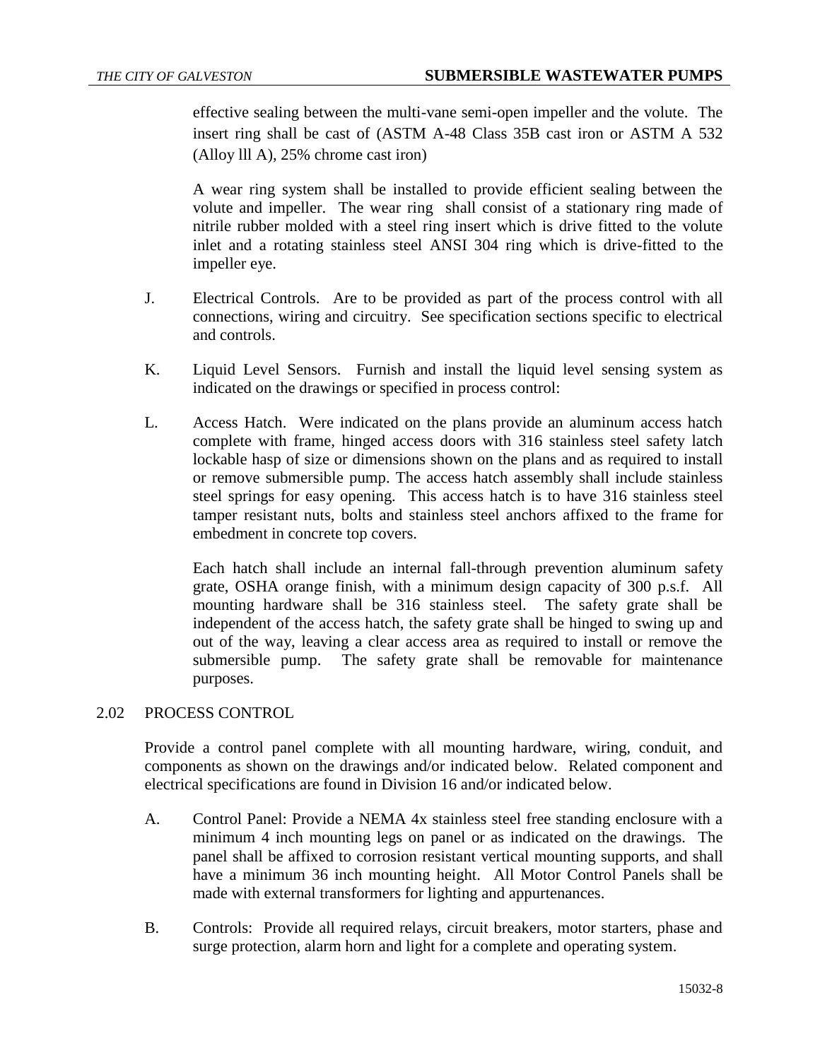effective sealing between the multi-vane semi-open impeller and the volute. The insert ring shall be cast of (ASTM A-48 Class 35B cast iron or ASTM A 532 (Alloy lll A), 25% chrome cast iron)

A wear ring system shall be installed to provide efficient sealing between the volute and impeller. The wear ring shall consist of a stationary ring made of nitrile rubber molded with a steel ring insert which is drive fitted to the volute inlet and a rotating stainless steel ANSI 304 ring which is drive-fitted to the impeller eye.

J. Electrical Controls. Are to be provided as part of the process control with all connections, wiring and circuitry. See specification sections specific to electrical and controls.

K. Liquid Level Sensors. Furnish and install the liquid level sensing system as indicated on the drawings or specified in process control:

L. Access Hatch. Were indicated on the plans provide an aluminum access hatch complete with frame, hinged access doors with 316 stainless steel safety latch lockable hasp of size or dimensions shown on the plans and as required to install or remove submersible pump. The access hatch assembly shall include stainless steel springs for easy opening. This access hatch is to have 316 stainless steel tamper resistant nuts, bolts and stainless steel anchors affixed to the frame for embedment in concrete top covers.

Each hatch shall include an internal fall-through prevention aluminum safety grate, OSHA orange finish, with a minimum design capacity of 300 p.s.f. All mounting hardware shall be 316 stainless steel. The safety grate shall be independent of the access hatch, the safety grate shall be hinged to swing up and out of the way, leaving a clear access area as required to install or remove the submersible pump. The safety grate shall be removable for maintenance purposes.

## 2.02 PROCESS CONTROL

Provide a control panel complete with all mounting hardware, wiring, conduit, and components as shown on the drawings and/or indicated below. Related component and electrical specifications are found in Division 16 and/or indicated below.

A. Control Panel: Provide a NEMA 4x stainless steel free standing enclosure with a minimum 4 inch mounting legs on panel or as indicated on the drawings. The panel shall be affixed to corrosion resistant vertical mounting supports, and shall have a minimum 36 inch mounting height. All Motor Control Panels shall be made with external transformers for lighting and appurtenances.

B. Controls: Provide all required relays, circuit breakers, motor starters, phase and surge protection, alarm horn and light for a complete and operating system.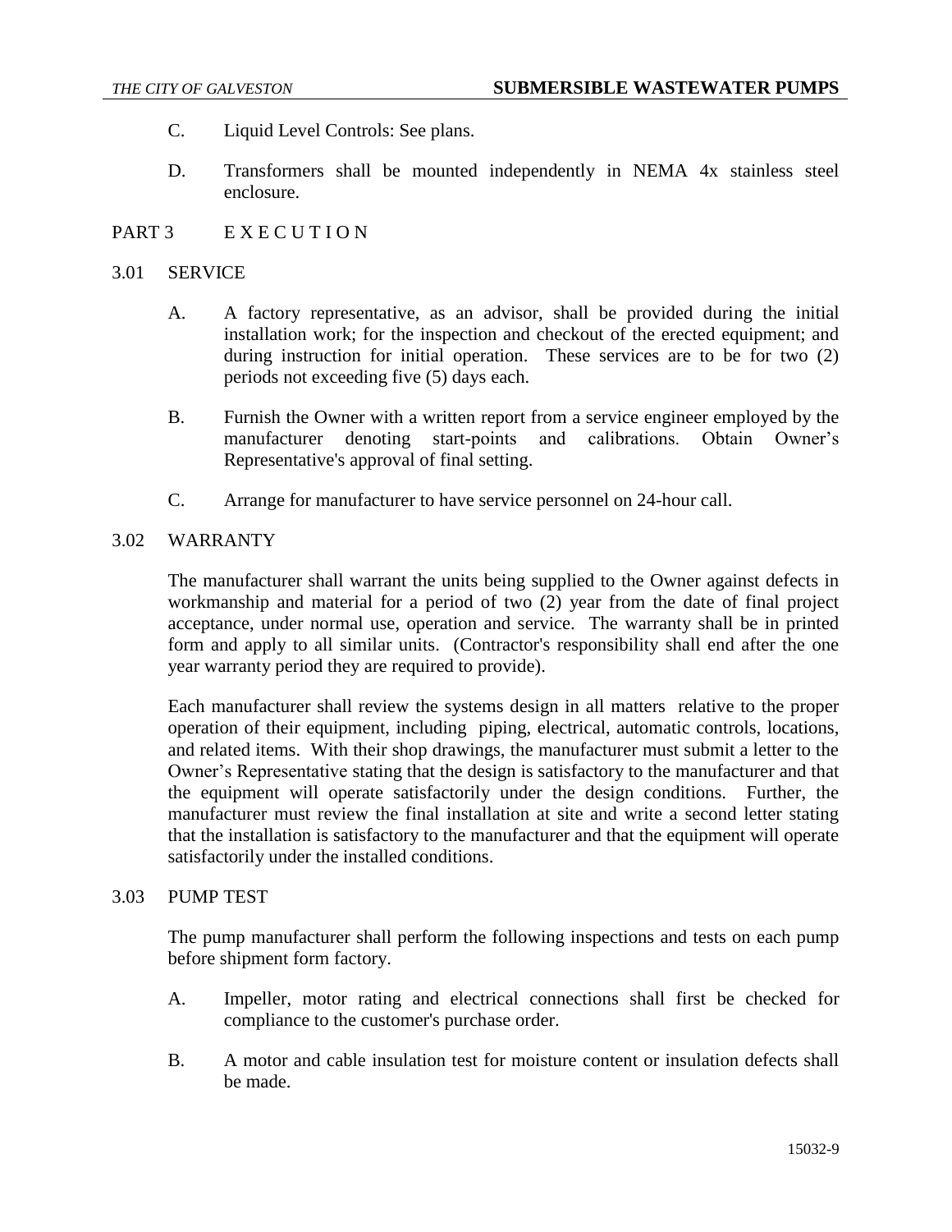C. Liquid Level Controls: See plans.

D. Transformers shall be mounted independently in NEMA 4x stainless steel enclosure.

## PART 3 E X E C U T I O N

### 3.01 SERVICE

A. A factory representative, as an advisor, shall be provided during the initial installation work; for the inspection and checkout of the erected equipment; and during instruction for initial operation. These services are to be for two (2) periods not exceeding five (5) days each.

B. Furnish the Owner with a written report from a service engineer employed by the manufacturer denoting start-points and calibrations. Obtain Owner's Representative's approval of final setting.

C. Arrange for manufacturer to have service personnel on 24-hour call.

### 3.02 WARRANTY

The manufacturer shall warrant the units being supplied to the Owner against defects in workmanship and material for a period of two (2) year from the date of final project acceptance, under normal use, operation and service. The warranty shall be in printed form and apply to all similar units. (Contractor's responsibility shall end after the one year warranty period they are required to provide).

Each manufacturer shall review the systems design in all matters relative to the proper operation of their equipment, including piping, electrical, automatic controls, locations, and related items. With their shop drawings, the manufacturer must submit a letter to the Owner's Representative stating that the design is satisfactory to the manufacturer and that the equipment will operate satisfactorily under the design conditions. Further, the manufacturer must review the final installation at site and write a second letter stating that the installation is satisfactory to the manufacturer and that the equipment will operate satisfactorily under the installed conditions.

### 3.03 PUMP TEST

The pump manufacturer shall perform the following inspections and tests on each pump before shipment form factory.

A. Impeller, motor rating and electrical connections shall first be checked for compliance to the customer's purchase order.

B. A motor and cable insulation test for moisture content or insulation defects shall be made.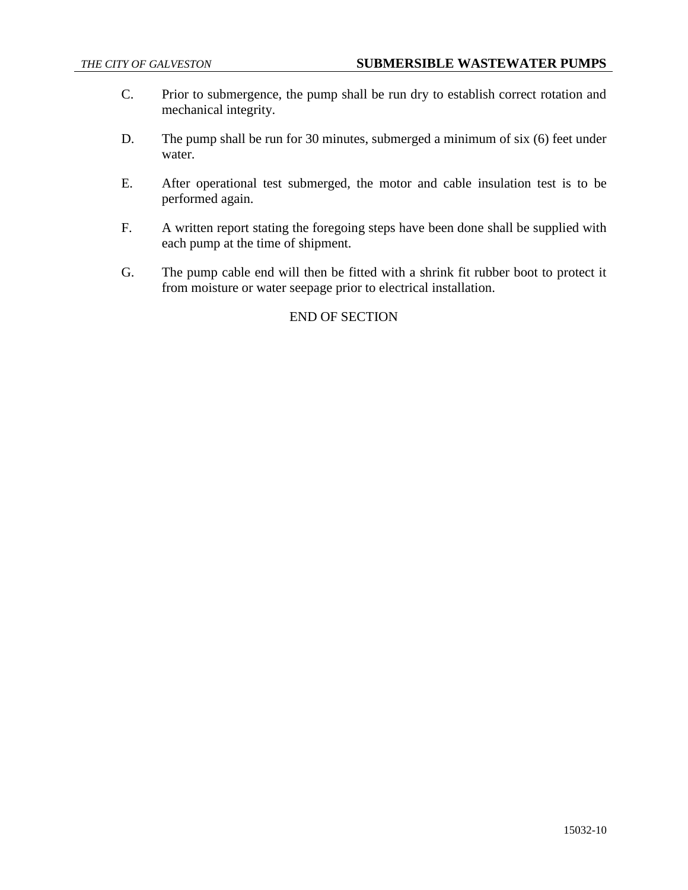C. Prior to submergence, the pump shall be run dry to establish correct rotation and mechanical integrity.

D. The pump shall be run for 30 minutes, submerged a minimum of six (6) feet under water.

E. After operational test submerged, the motor and cable insulation test is to be performed again.

F. A written report stating the foregoing steps have been done shall be supplied with each pump at the time of shipment.

G. The pump cable end will then be fitted with a shrink fit rubber boot to protect it from moisture or water seepage prior to electrical installation.

END OF SECTION